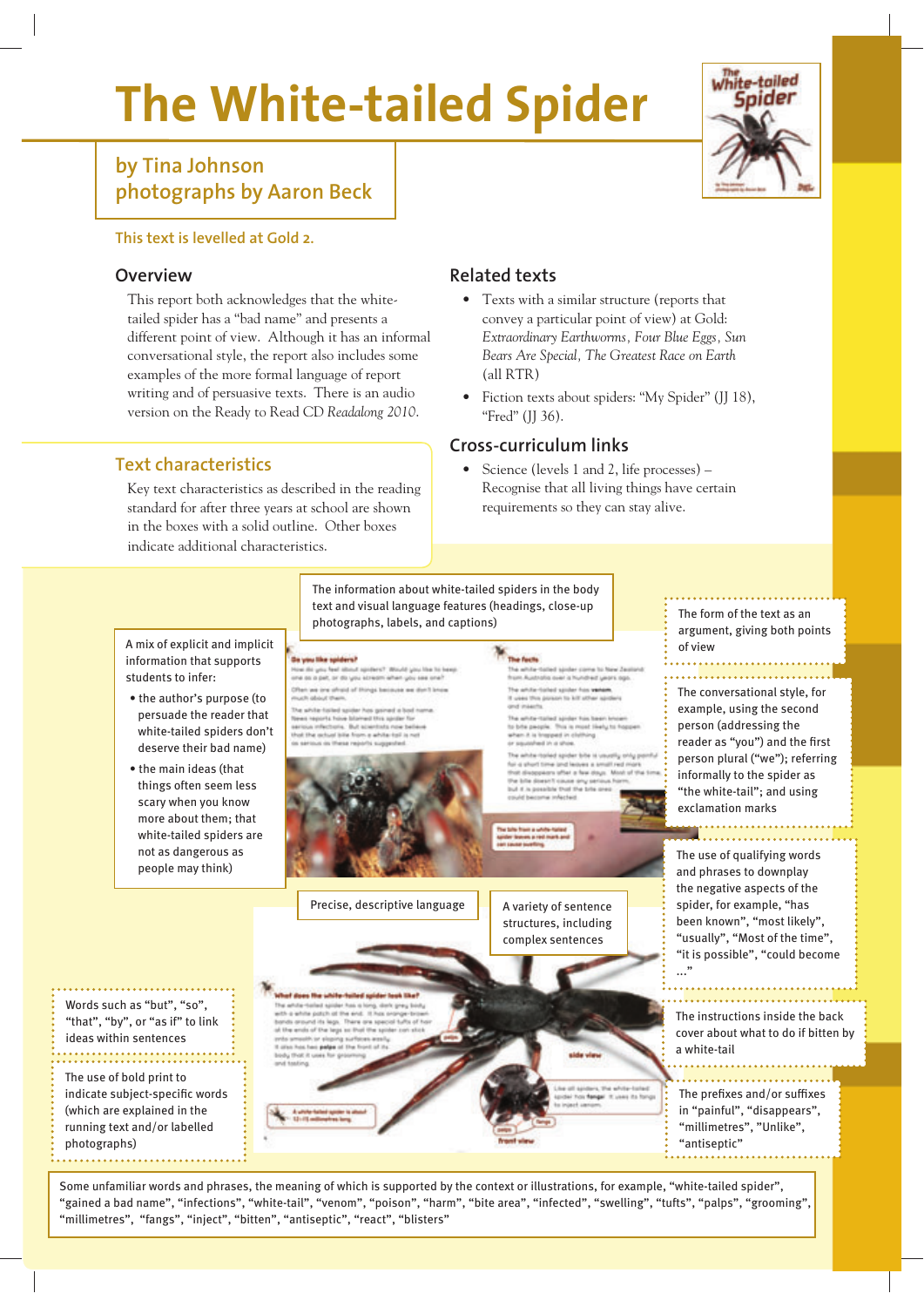# The White-tailed Spider

## by Tina Johnson
## photographs by Aaron Beck

This text is levelled at Gold 2.

## Overview

This report both acknowledges that the white-tailed spider has a "bad name" and presents a different point of view. Although it has an informal conversational style, the report also includes some examples of the more formal language of report writing and of persuasive texts. There is an audio version on the Ready to Read CD *Readalong 2010*.

## Related texts

- Texts with a similar structure (reports that convey a particular point of view) at Gold: *Extraordinary Earthworms*, *Four Blue Eggs*, *Sun Bears Are Special*, *The Greatest Race on Earth* (all RTR)
- Fiction texts about spiders: "My Spider" (JJ 18), "Fred" (JJ 36).

## Cross-curriculum links

- Science (levels 1 and 2, life processes) – Recognise that all living things have certain requirements so they can stay alive.

## Text characteristics

Key text characteristics as described in the reading standard for after three years at school are shown in the boxes with a solid outline. Other boxes indicate additional characteristics.

The information about white-tailed spiders in the body text and visual language features (headings, close-up photographs, labels, and captions)

A mix of explicit and implicit information that supports students to infer:

- the author's purpose (to persuade the reader that white-tailed spiders don't deserve their bad name)
- the main ideas (that things often seem less scary when you know more about them; that white-tailed spiders are not as dangerous as people may think)

The form of the text as an argument, giving both points of view

The conversational style, for example, using the second person (addressing the reader as "you") and the first person plural ("we"); referring informally to the spider as "the white-tail"; and using exclamation marks

Precise, descriptive language

A variety of sentence structures, including complex sentences

The use of qualifying words and phrases to downplay the negative aspects of the spider, for example, "has been known", "most likely", "usually", "Most of the time", "it is possible", "could become ..."

Words such as "but", "so", "that", "by", or "as if" to link ideas within sentences

The use of bold print to indicate subject-specific words (which are explained in the running text and/or labelled photographs)

The instructions inside the back cover about what to do if bitten by a white-tail

The prefixes and/or suffixes in "painful", "disappears", "millimetres", "Unlike", "antiseptic"

Some unfamiliar words and phrases, the meaning of which is supported by the context or illustrations, for example, "white-tailed spider", "gained a bad name", "infections", "white-tail", "venom", "poison", "harm", "bite area", "infected", "swelling", "tufts", "palps", "grooming", "millimetres", "fangs", "inject", "bitten", "antiseptic", "react", "blisters"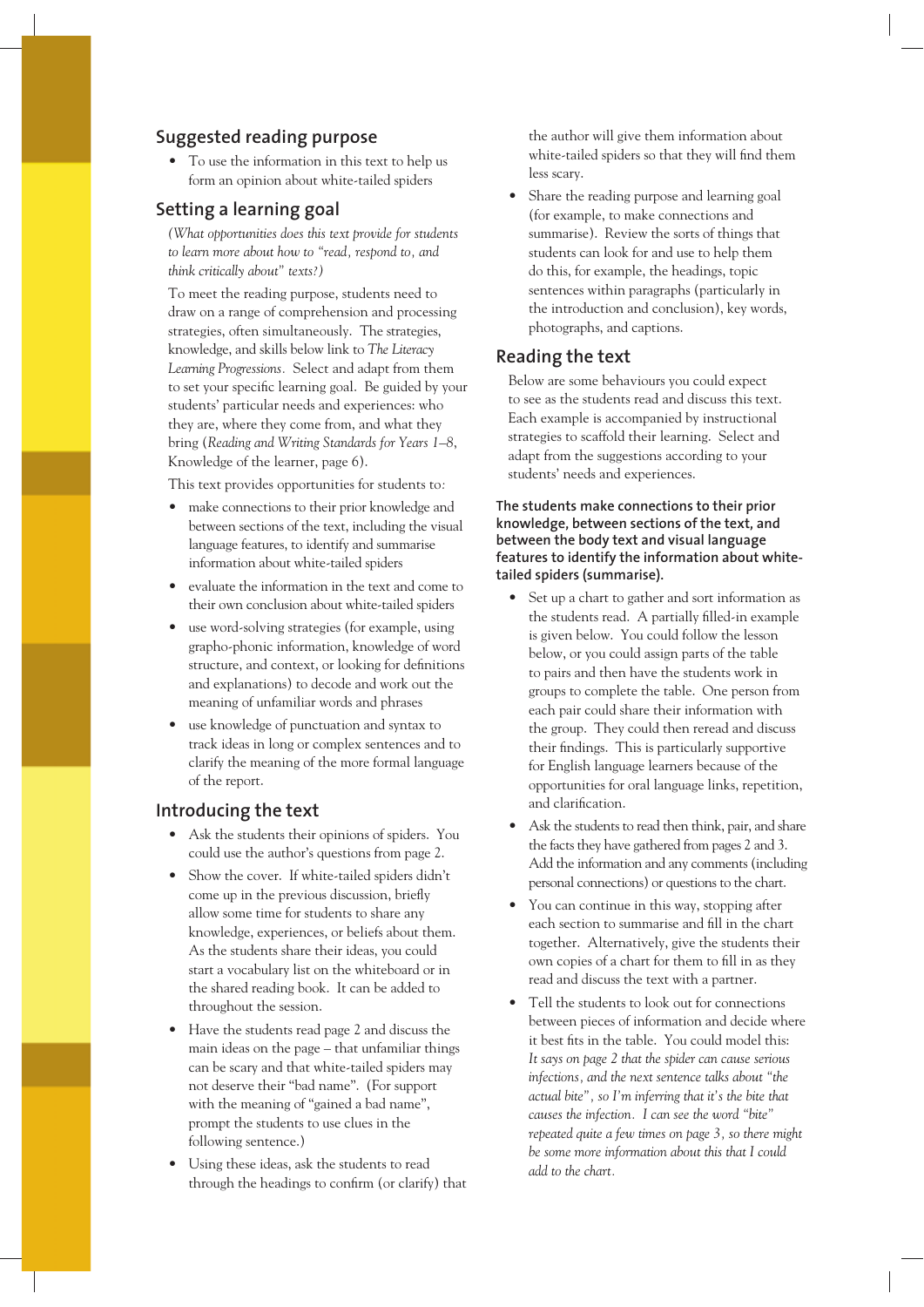## Suggested reading purpose

- To use the information in this text to help us form an opinion about white-tailed spiders

## Setting a learning goal

*(What opportunities does this text provide for students to learn more about how to "read, respond to, and think critically about" texts?)*

To meet the reading purpose, students need to draw on a range of comprehension and processing strategies, often simultaneously. The strategies, knowledge, and skills below link to *The Literacy Learning Progressions*. Select and adapt from them to set your specific learning goal. Be guided by your students' particular needs and experiences: who they are, where they come from, and what they bring (*Reading and Writing Standards for Years 1–8*, Knowledge of the learner, page 6).

This text provides opportunities for students to:

- make connections to their prior knowledge and between sections of the text, including the visual language features, to identify and summarise information about white-tailed spiders
- evaluate the information in the text and come to their own conclusion about white-tailed spiders
- use word-solving strategies (for example, using grapho-phonic information, knowledge of word structure, and context, or looking for definitions and explanations) to decode and work out the meaning of unfamiliar words and phrases
- use knowledge of punctuation and syntax to track ideas in long or complex sentences and to clarify the meaning of the more formal language of the report.

## Introducing the text

- Ask the students their opinions of spiders. You could use the author's questions from page 2.
- Show the cover. If white-tailed spiders didn't come up in the previous discussion, briefly allow some time for students to share any knowledge, experiences, or beliefs about them. As the students share their ideas, you could start a vocabulary list on the whiteboard or in the shared reading book. It can be added to throughout the session.
- Have the students read page 2 and discuss the main ideas on the page – that unfamiliar things can be scary and that white-tailed spiders may not deserve their "bad name". (For support with the meaning of "gained a bad name", prompt the students to use clues in the following sentence.)
- Using these ideas, ask the students to read through the headings to confirm (or clarify) that the author will give them information about white-tailed spiders so that they will find them less scary.
- Share the reading purpose and learning goal (for example, to make connections and summarise). Review the sorts of things that students can look for and use to help them do this, for example, the headings, topic sentences within paragraphs (particularly in the introduction and conclusion), key words, photographs, and captions.

## Reading the text

Below are some behaviours you could expect to see as the students read and discuss this text. Each example is accompanied by instructional strategies to scaffold their learning. Select and adapt from the suggestions according to your students' needs and experiences.

**The students make connections to their prior knowledge, between sections of the text, and between the body text and visual language features to identify the information about white-tailed spiders (summarise).**

- Set up a chart to gather and sort information as the students read. A partially filled-in example is given below. You could follow the lesson below, or you could assign parts of the table to pairs and then have the students work in groups to complete the table. One person from each pair could share their information with the group. They could then reread and discuss their findings. This is particularly supportive for English language learners because of the opportunities for oral language links, repetition, and clarification.
- Ask the students to read then think, pair, and share the facts they have gathered from pages 2 and 3. Add the information and any comments (including personal connections) or questions to the chart.
- You can continue in this way, stopping after each section to summarise and fill in the chart together. Alternatively, give the students their own copies of a chart for them to fill in as they read and discuss the text with a partner.
- Tell the students to look out for connections between pieces of information and decide where it best fits in the table. You could model this: *It says on page 2 that the spider can cause serious infections, and the next sentence talks about "the actual bite", so I'm inferring that it's the bite that causes the infection. I can see the word "bite" repeated quite a few times on page 3, so there might be some more information about this that I could add to the chart.*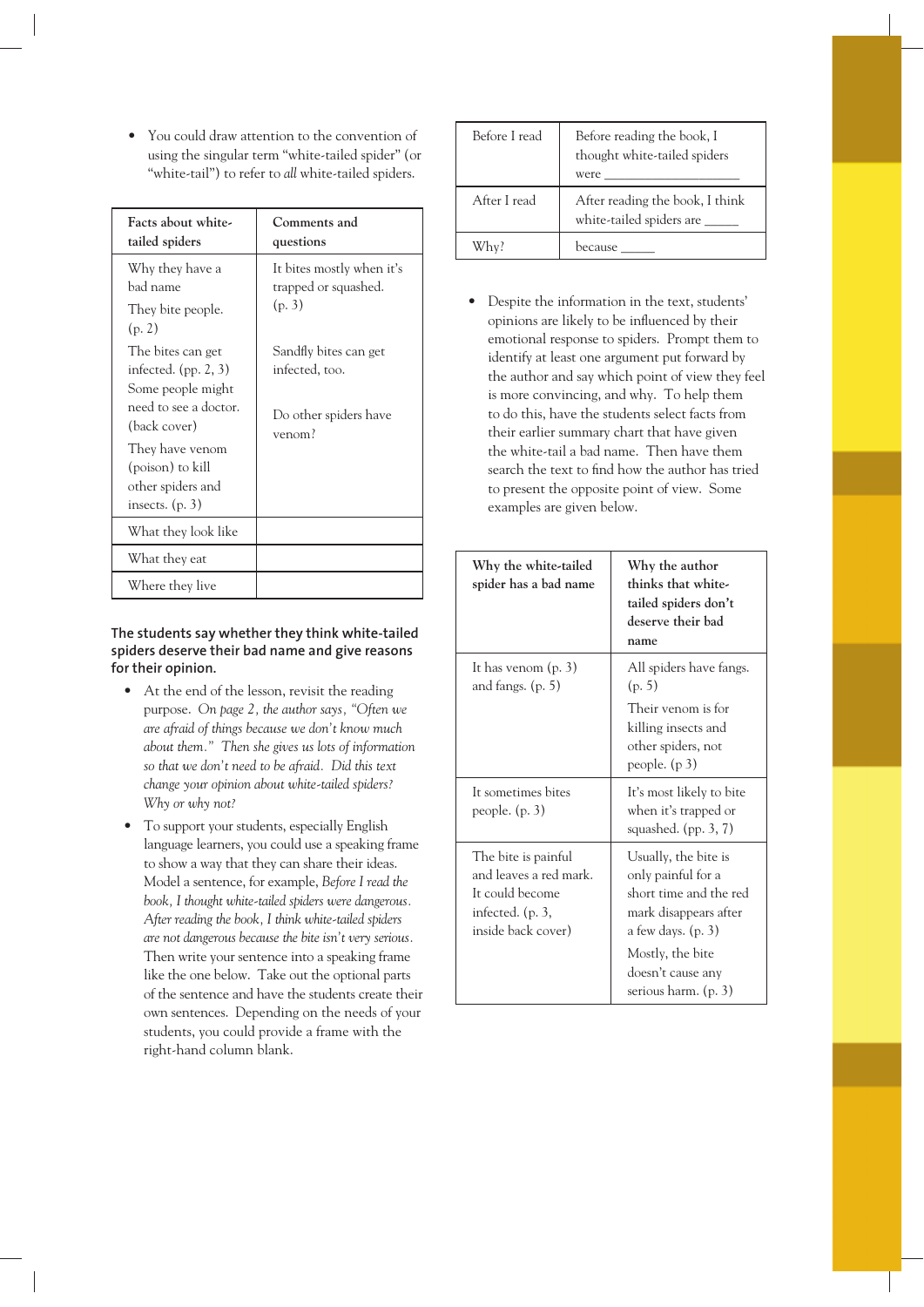- You could draw attention to the convention of using the singular term "white-tailed spider" (or "white-tail") to refer to *all* white-tailed spiders.

| Facts about white-tailed spiders | Comments and questions |
|---|---|
| Why they have a bad name<br><br>They bite people. (p. 2)<br><br>The bites can get infected. (pp. 2, 3)<br><br>Some people might need to see a doctor. (back cover)<br><br>They have venom (poison) to kill other spiders and insects. (p. 3) | It bites mostly when it's trapped or squashed. (p. 3)<br><br>Sandfly bites can get infected, too.<br><br>Do other spiders have venom? |
| What they look like | |
| What they eat | |
| Where they live | |

**The students say whether they think white-tailed spiders deserve their bad name and give reasons for their opinion.**

- At the end of the lesson, revisit the reading purpose. *On page 2, the author says, "Often we are afraid of things because we don't know much about them." Then she gives us lots of information so that we don't need to be afraid. Did this text change your opinion about white-tailed spiders? Why or why not?*
- To support your students, especially English language learners, you could use a speaking frame to show a way that they can share their ideas. Model a sentence, for example, *Before I read the book, I thought white-tailed spiders were dangerous. After reading the book, I think white-tailed spiders are not dangerous because the bite isn't very serious.* Then write your sentence into a speaking frame like the one below. Take out the optional parts of the sentence and have the students create their own sentences. Depending on the needs of your students, you could provide a frame with the right-hand column blank.

| Before I read | Before reading the book, I thought white-tailed spiders were ____________________ |
|---|---|
| After I read | After reading the book, I think white-tailed spiders are _____ |
| Why? | because _____ |

- Despite the information in the text, students' opinions are likely to be influenced by their emotional response to spiders. Prompt them to identify at least one argument put forward by the author and say which point of view they feel is more convincing, and why. To help them to do this, have the students select facts from their earlier summary chart that have given the white-tail a bad name. Then have them search the text to find how the author has tried to present the opposite point of view. Some examples are given below.

| Why the white-tailed spider has a bad name | Why the author thinks that white-tailed spiders don't deserve their bad name |
|---|---|
| It has venom (p. 3) and fangs. (p. 5) | All spiders have fangs. (p. 5)<br><br>Their venom is for killing insects and other spiders, not people. (p 3) |
| It sometimes bites people. (p. 3) | It's most likely to bite when it's trapped or squashed. (pp. 3, 7) |
| The bite is painful and leaves a red mark. It could become infected. (p. 3, inside back cover) | Usually, the bite is only painful for a short time and the red mark disappears after a few days. (p. 3)<br><br>Mostly, the bite doesn't cause any serious harm. (p. 3) |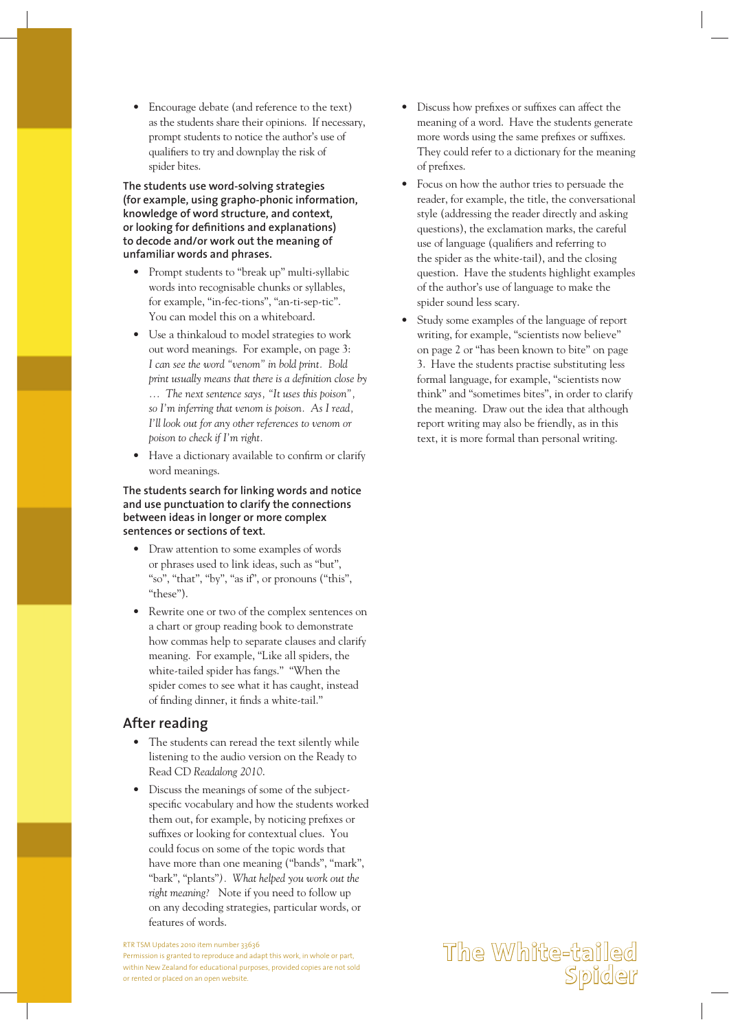- Encourage debate (and reference to the text) as the students share their opinions. If necessary, prompt students to notice the author's use of qualifiers to try and downplay the risk of spider bites.

**The students use word-solving strategies (for example, using grapho-phonic information, knowledge of word structure, and context, or looking for definitions and explanations) to decode and/or work out the meaning of unfamiliar words and phrases.**

- Prompt students to "break up" multi-syllabic words into recognisable chunks or syllables, for example, "in-fec-tions", "an-ti-sep-tic". You can model this on a whiteboard.
- Use a thinkaloud to model strategies to work out word meanings. For example, on page 3: *I can see the word "venom" in bold print. Bold print usually means that there is a definition close by … The next sentence says, "It uses this poison", so I'm inferring that venom is poison. As I read, I'll look out for any other references to venom or poison to check if I'm right.*
- Have a dictionary available to confirm or clarify word meanings.

**The students search for linking words and notice and use punctuation to clarify the connections between ideas in longer or more complex sentences or sections of text.**

- Draw attention to some examples of words or phrases used to link ideas, such as "but", "so", "that", "by", "as if", or pronouns ("this", "these").
- Rewrite one or two of the complex sentences on a chart or group reading book to demonstrate how commas help to separate clauses and clarify meaning. For example, "Like all spiders, the white-tailed spider has fangs." "When the spider comes to see what it has caught, instead of finding dinner, it finds a white-tail."

## After reading

- The students can reread the text silently while listening to the audio version on the Ready to Read CD *Readalong 2010*.
- Discuss the meanings of some of the subject-specific vocabulary and how the students worked them out, for example, by noticing prefixes or suffixes or looking for contextual clues. You could focus on some of the topic words that have more than one meaning ("bands", "mark", "bark", "plants"). *What helped you work out the right meaning?* Note if you need to follow up on any decoding strategies, particular words, or features of words.
- Discuss how prefixes or suffixes can affect the meaning of a word. Have the students generate more words using the same prefixes or suffixes. They could refer to a dictionary for the meaning of prefixes.
- Focus on how the author tries to persuade the reader, for example, the title, the conversational style (addressing the reader directly and asking questions), the exclamation marks, the careful use of language (qualifiers and referring to the spider as the white-tail), and the closing question. Have the students highlight examples of the author's use of language to make the spider sound less scary.
- Study some examples of the language of report writing, for example, "scientists now believe" on page 2 or "has been known to bite" on page 3. Have the students practise substituting less formal language, for example, "scientists now think" and "sometimes bites", in order to clarify the meaning. Draw out the idea that although report writing may also be friendly, as in this text, it is more formal than personal writing.

RTR TSM Updates 2010 item number 33636
Permission is granted to reproduce and adapt this work, in whole or part, within New Zealand for educational purposes, provided copies are not sold or rented or placed on an open website.

The White-tailed Spider